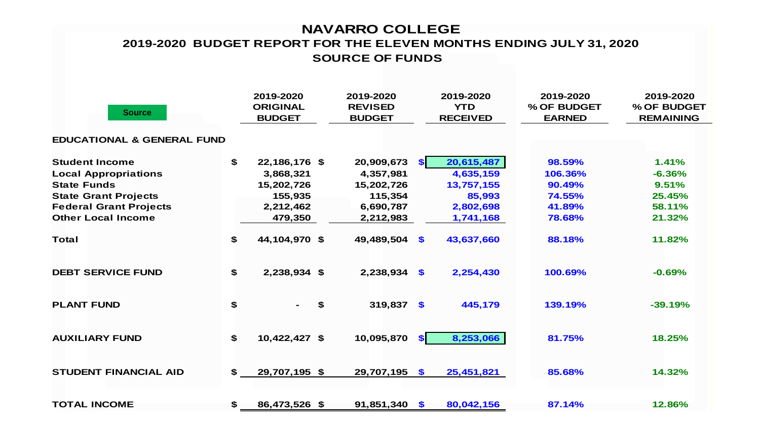# NAVARRO COLLEGE

## 2019-2020 BUDGET REPORT FOR THE ELEVEN MONTHS ENDING JULY 31, 2020

### SOURCE OF FUNDS

| Source | 2019-2020 ORIGINAL BUDGET | 2019-2020 REVISED BUDGET | 2019-2020 YTD RECEIVED | 2019-2020 % OF BUDGET EARNED | 2019-2020 % OF BUDGET REMAINING |
|---|---|---|---|---|---|
| **EDUCATIONAL & GENERAL FUND** | | | | | |
| Student Income | $ 22,186,176 | $ 20,909,673 | $ 20,615,487 | 98.59% | 1.41% |
| Local Appropriations | 3,868,321 | 4,357,981 | 4,635,159 | 106.36% | -6.36% |
| State Funds | 15,202,726 | 15,202,726 | 13,757,155 | 90.49% | 9.51% |
| State Grant Projects | 155,935 | 115,354 | 85,993 | 74.55% | 25.45% |
| Federal Grant Projects | 2,212,462 | 6,690,787 | 2,802,698 | 41.89% | 58.11% |
| Other Local Income | 479,350 | 2,212,983 | 1,741,168 | 78.68% | 21.32% |
| Total | $ 44,104,970 | $ 49,489,504 | $ 43,637,660 | 88.18% | 11.82% |
| **DEBT SERVICE FUND** | $ 2,238,934 | $ 2,238,934 | $ 2,254,430 | 100.69% | -0.69% |
| **PLANT FUND** | $ - | $ 319,837 | $ 445,179 | 139.19% | -39.19% |
| **AUXILIARY FUND** | $ 10,422,427 | $ 10,095,870 | $ 8,253,066 | 81.75% | 18.25% |
| **STUDENT FINANCIAL AID** | $ 29,707,195 | $ 29,707,195 | $ 25,451,821 | 85.68% | 14.32% |
| **TOTAL INCOME** | $ 86,473,526 | $ 91,851,340 | $ 80,042,156 | 87.14% | 12.86% |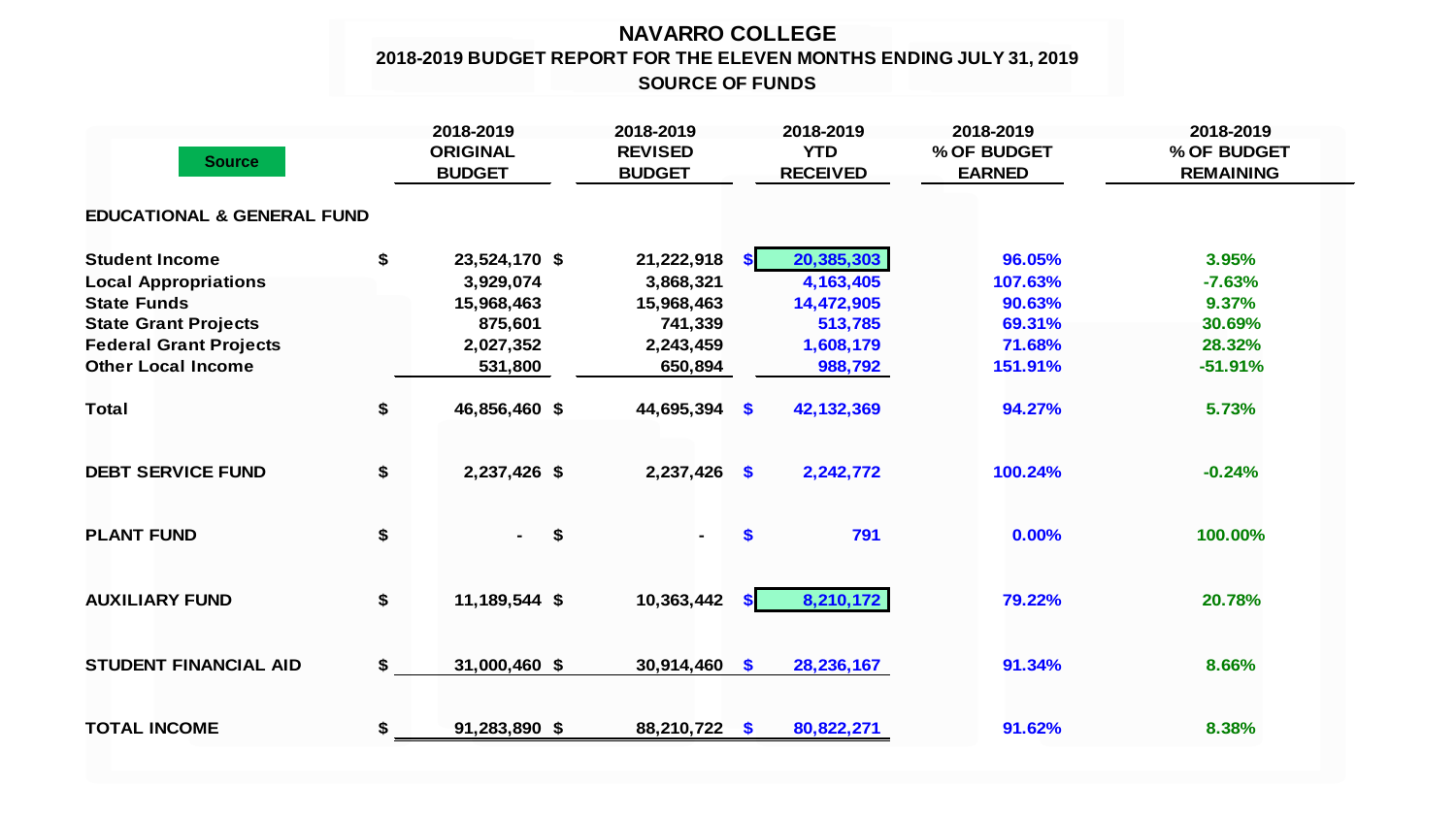# NAVARRO COLLEGE

## 2018-2019 BUDGET REPORT FOR THE ELEVEN MONTHS ENDING JULY 31, 2019

### SOURCE OF FUNDS

| Source | 2018-2019 ORIGINAL BUDGET | 2018-2019 REVISED BUDGET | 2018-2019 YTD RECEIVED | 2018-2019 % OF BUDGET EARNED | 2018-2019 % OF BUDGET REMAINING |
|---|---|---|---|---|---|
| **EDUCATIONAL & GENERAL FUND** | | | | | |
| Student Income | $ 23,524,170 | $ 21,222,918 | $ 20,385,303 | 96.05% | 3.95% |
| Local Appropriations | 3,929,074 | 3,868,321 | 4,163,405 | 107.63% | -7.63% |
| State Funds | 15,968,463 | 15,968,463 | 14,472,905 | 90.63% | 9.37% |
| State Grant Projects | 875,601 | 741,339 | 513,785 | 69.31% | 30.69% |
| Federal Grant Projects | 2,027,352 | 2,243,459 | 1,608,179 | 71.68% | 28.32% |
| Other Local Income | 531,800 | 650,894 | 988,792 | 151.91% | -51.91% |
| **Total** | $ 46,856,460 | $ 44,695,394 | $ 42,132,369 | 94.27% | 5.73% |
| **DEBT SERVICE FUND** | $ 2,237,426 | $ 2,237,426 | $ 2,242,772 | 100.24% | -0.24% |
| **PLANT FUND** | $ - | $ - | $ 791 | 0.00% | 100.00% |
| **AUXILIARY FUND** | $ 11,189,544 | $ 10,363,442 | $ 8,210,172 | 79.22% | 20.78% |
| **STUDENT FINANCIAL AID** | $ 31,000,460 | $ 30,914,460 | $ 28,236,167 | 91.34% | 8.66% |
| **TOTAL INCOME** | $ 91,283,890 | $ 88,210,722 | $ 80,822,271 | 91.62% | 8.38% |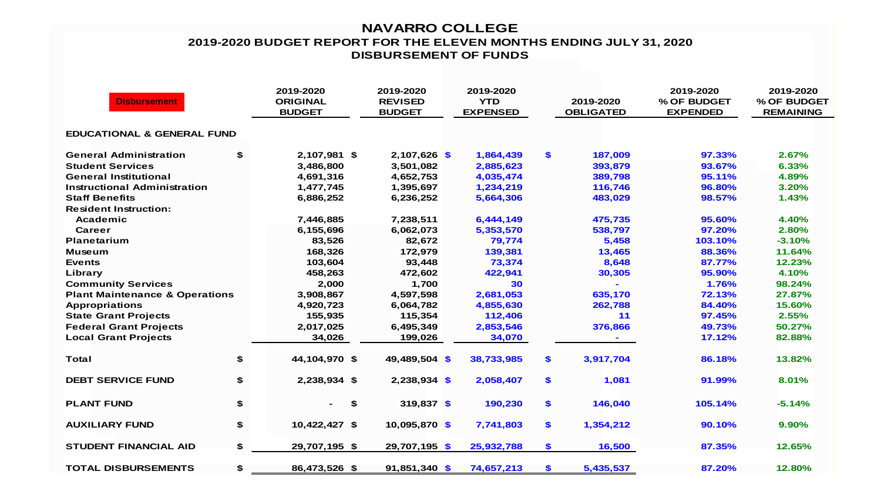# NAVARRO COLLEGE

## 2019-2020 BUDGET REPORT FOR THE ELEVEN MONTHS ENDING JULY 31, 2020

## DISBURSEMENT OF FUNDS

| Disbursement | 2019-2020 ORIGINAL BUDGET | 2019-2020 REVISED BUDGET | 2019-2020 YTD EXPENSED | 2019-2020 OBLIGATED | 2019-2020 % OF BUDGET EXPENDED | 2019-2020 % OF BUDGET REMAINING |
|---|---|---|---|---|---|---|
| **EDUCATIONAL & GENERAL FUND** | | | | | | |
| General Administration | $ 2,107,981 | $ 2,107,626 | $ 1,864,439 | $ 187,009 | 97.33% | 2.67% |
| Student Services | 3,486,800 | 3,501,082 | 2,885,623 | 393,879 | 93.67% | 6.33% |
| General Institutional | 4,691,316 | 4,652,753 | 4,035,474 | 389,798 | 95.11% | 4.89% |
| Instructional Administration | 1,477,745 | 1,395,697 | 1,234,219 | 116,746 | 96.80% | 3.20% |
| Staff Benefits | 6,886,252 | 6,236,252 | 5,664,306 | 483,029 | 98.57% | 1.43% |
| Resident Instruction: | | | | | | |
| Academic | 7,446,885 | 7,238,511 | 6,444,149 | 475,735 | 95.60% | 4.40% |
| Career | 6,155,696 | 6,062,073 | 5,353,570 | 538,797 | 97.20% | 2.80% |
| Planetarium | 83,526 | 82,672 | 79,774 | 5,458 | 103.10% | -3.10% |
| Museum | 168,326 | 172,979 | 139,381 | 13,465 | 88.36% | 11.64% |
| Events | 103,604 | 93,448 | 73,374 | 8,648 | 87.77% | 12.23% |
| Library | 458,263 | 472,602 | 422,941 | 30,305 | 95.90% | 4.10% |
| Community Services | 2,000 | 1,700 | 30 | - | 1.76% | 98.24% |
| Plant Maintenance & Operations | 3,908,867 | 4,597,598 | 2,681,053 | 635,170 | 72.13% | 27.87% |
| Appropriations | 4,920,723 | 6,064,782 | 4,855,630 | 262,788 | 84.40% | 15.60% |
| State Grant Projects | 155,935 | 115,354 | 112,406 | 11 | 97.45% | 2.55% |
| Federal Grant Projects | 2,017,025 | 6,495,349 | 2,853,546 | 376,866 | 49.73% | 50.27% |
| Local Grant Projects | 34,026 | 199,026 | 34,070 | - | 17.12% | 82.88% |
| **Total** | $ 44,104,970 | $ 49,489,504 | $ 38,733,985 | $ 3,917,704 | 86.18% | 13.82% |
| **DEBT SERVICE FUND** | $ 2,238,934 | $ 2,238,934 | $ 2,058,407 | $ 1,081 | 91.99% | 8.01% |
| **PLANT FUND** | $ - | $ 319,837 | $ 190,230 | $ 146,040 | 105.14% | -5.14% |
| **AUXILIARY FUND** | $ 10,422,427 | $ 10,095,870 | $ 7,741,803 | $ 1,354,212 | 90.10% | 9.90% |
| **STUDENT FINANCIAL AID** | $ 29,707,195 | $ 29,707,195 | $ 25,932,788 | $ 16,500 | 87.35% | 12.65% |
| **TOTAL DISBURSEMENTS** | $ 86,473,526 | $ 91,851,340 | $ 74,657,213 | $ 5,435,537 | 87.20% | 12.80% |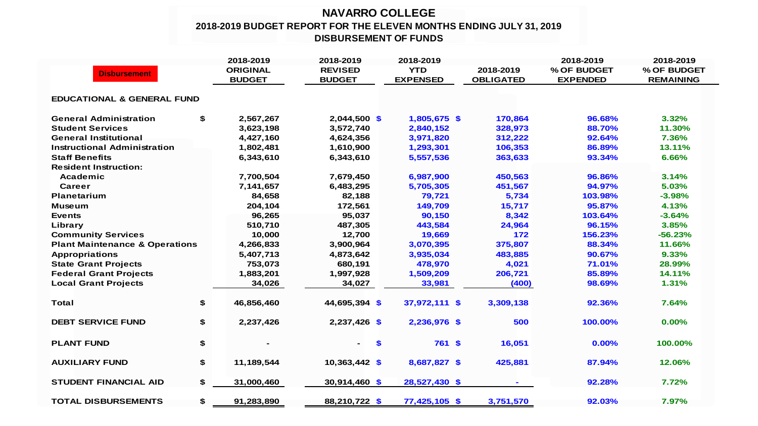# NAVARRO COLLEGE

## 2018-2019 BUDGET REPORT FOR THE ELEVEN MONTHS ENDING JULY 31, 2019

## DISBURSEMENT OF FUNDS

| Disbursement | | 2018-2019 ORIGINAL BUDGET | 2018-2019 REVISED BUDGET | | 2018-2019 YTD EXPENSED | | 2018-2019 OBLIGATED | 2018-2019 % OF BUDGET EXPENDED | 2018-2019 % OF BUDGET REMAINING |
|---|---|---|---|---|---|---|---|---|---|
| **EDUCATIONAL & GENERAL FUND** | | | | | | | | | |
| General Administration | $ | 2,567,267 | 2,044,500 | $ | 1,805,675 | $ | 170,864 | 96.68% | 3.32% |
| Student Services | | 3,623,198 | 3,572,740 | | 2,840,152 | | 328,973 | 88.70% | 11.30% |
| General Institutional | | 4,427,160 | 4,624,356 | | 3,971,820 | | 312,222 | 92.64% | 7.36% |
| Instructional Administration | | 1,802,481 | 1,610,900 | | 1,293,301 | | 106,353 | 86.89% | 13.11% |
| Staff Benefits | | 6,343,610 | 6,343,610 | | 5,557,536 | | 363,633 | 93.34% | 6.66% |
| Resident Instruction: | | | | | | | | | |
| Academic | | 7,700,504 | 7,679,450 | | 6,987,900 | | 450,563 | 96.86% | 3.14% |
| Career | | 7,141,657 | 6,483,295 | | 5,705,305 | | 451,567 | 94.97% | 5.03% |
| Planetarium | | 84,658 | 82,188 | | 79,721 | | 5,734 | 103.98% | -3.98% |
| Museum | | 204,104 | 172,561 | | 149,709 | | 15,717 | 95.87% | 4.13% |
| Events | | 96,265 | 95,037 | | 90,150 | | 8,342 | 103.64% | -3.64% |
| Library | | 510,710 | 487,305 | | 443,584 | | 24,964 | 96.15% | 3.85% |
| Community Services | | 10,000 | 12,700 | | 19,669 | | 172 | 156.23% | -56.23% |
| Plant Maintenance & Operations | | 4,266,833 | 3,900,964 | | 3,070,395 | | 375,807 | 88.34% | 11.66% |
| Appropriations | | 5,407,713 | 4,873,642 | | 3,935,034 | | 483,885 | 90.67% | 9.33% |
| State Grant Projects | | 753,073 | 680,191 | | 478,970 | | 4,021 | 71.01% | 28.99% |
| Federal Grant Projects | | 1,883,201 | 1,997,928 | | 1,509,209 | | 206,721 | 85.89% | 14.11% |
| Local Grant Projects | | 34,026 | 34,027 | | 33,981 | | (400) | 98.69% | 1.31% |
| **Total** | $ | 46,856,460 | 44,695,394 | $ | 37,972,111 | $ | 3,309,138 | 92.36% | 7.64% |
| **DEBT SERVICE FUND** | $ | 2,237,426 | 2,237,426 | $ | 2,236,976 | $ | 500 | 100.00% | 0.00% |
| **PLANT FUND** | $ | - | - | $ | 761 | $ | 16,051 | 0.00% | 100.00% |
| **AUXILIARY FUND** | $ | 11,189,544 | 10,363,442 | $ | 8,687,827 | $ | 425,881 | 87.94% | 12.06% |
| **STUDENT FINANCIAL AID** | $ | 31,000,460 | 30,914,460 | $ | 28,527,430 | $ | - | 92.28% | 7.72% |
| **TOTAL DISBURSEMENTS** | $ | 91,283,890 | 88,210,722 | $ | 77,425,105 | $ | 3,751,570 | 92.03% | 7.97% |